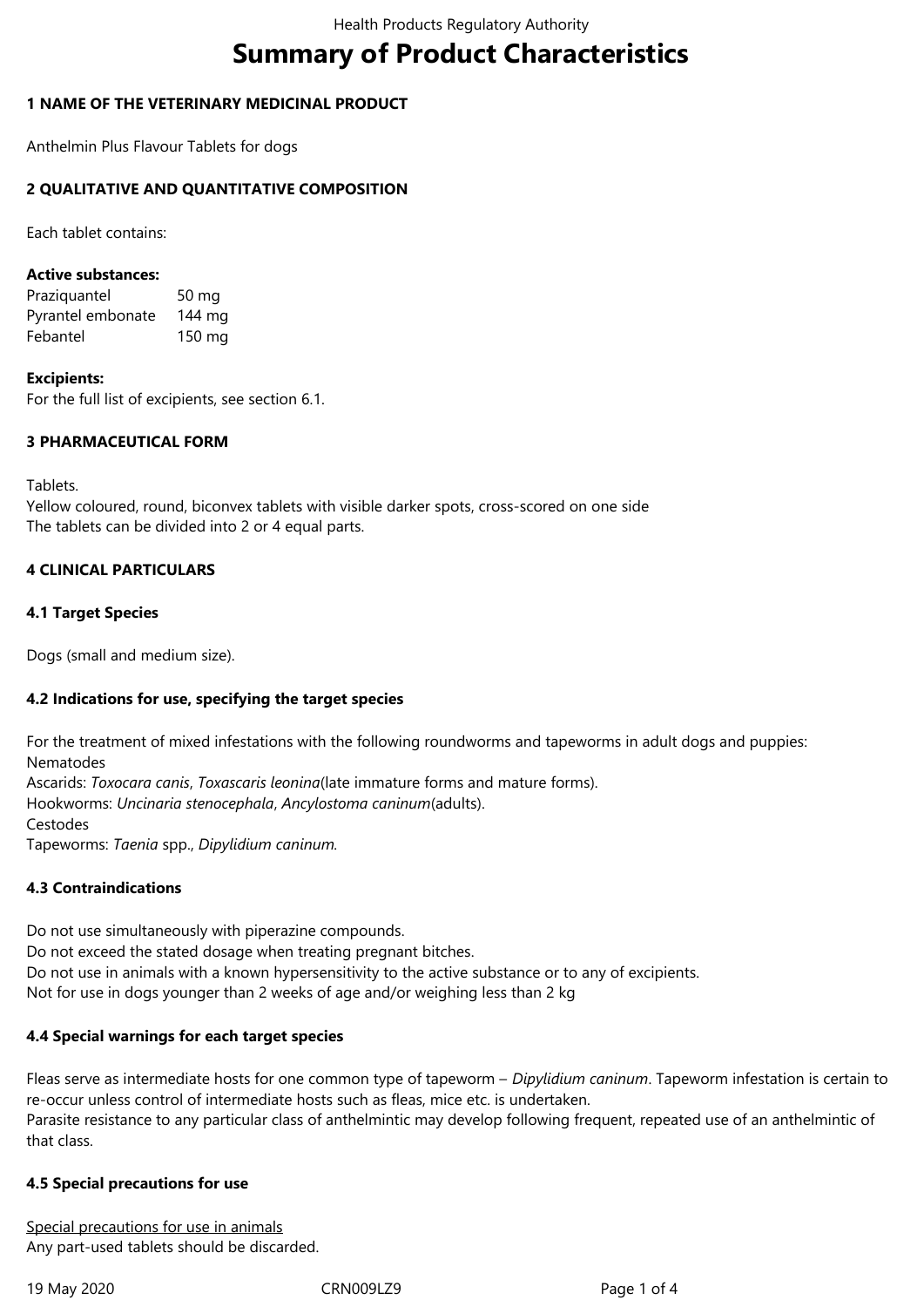# Summary of Product Characteristics

## 1 NAME OF THE VETERINARY MEDICINAL PRODUCT

Anthelmin Plus Flavour Tablets for dogs

## 2 QUALITATIVE AND QUANTITATIVE COMPOSITION

Each tablet contains:

**Active substances:**

| | |
|---|---|
| Praziquantel | 50 mg |
| Pyrantel embonate | 144 mg |
| Febantel | 150 mg |

**Excipients:**
For the full list of excipients, see section 6.1.

## 3 PHARMACEUTICAL FORM

Tablets.
Yellow coloured, round, biconvex tablets with visible darker spots, cross-scored on one side
The tablets can be divided into 2 or 4 equal parts.

## 4 CLINICAL PARTICULARS

### 4.1 Target Species

Dogs (small and medium size).

### 4.2 Indications for use, specifying the target species

For the treatment of mixed infestations with the following roundworms and tapeworms in adult dogs and puppies:
Nematodes
Ascarids: *Toxocara canis*, *Toxascaris leonina*(late immature forms and mature forms).
Hookworms: *Uncinaria stenocephala*, *Ancylostoma caninum*(adults).
Cestodes
Tapeworms: *Taenia* spp., *Dipylidium caninum.*

### 4.3 Contraindications

Do not use simultaneously with piperazine compounds.
Do not exceed the stated dosage when treating pregnant bitches.
Do not use in animals with a known hypersensitivity to the active substance or to any of excipients.
Not for use in dogs younger than 2 weeks of age and/or weighing less than 2 kg

### 4.4 Special warnings for each target species

Fleas serve as intermediate hosts for one common type of tapeworm – *Dipylidium caninum*. Tapeworm infestation is certain to re-occur unless control of intermediate hosts such as fleas, mice etc. is undertaken.
Parasite resistance to any particular class of anthelmintic may develop following frequent, repeated use of an anthelmintic of that class.

### 4.5 Special precautions for use

<u>Special precautions for use in animals</u>
Any part-used tablets should be discarded.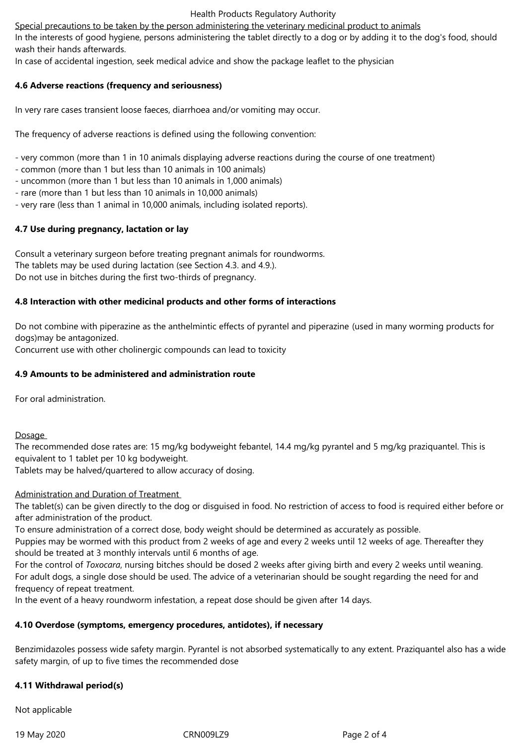Special precautions to be taken by the person administering the veterinary medicinal product to animals

In the interests of good hygiene, persons administering the tablet directly to a dog or by adding it to the dog's food, should wash their hands afterwards.

In case of accidental ingestion, seek medical advice and show the package leaflet to the physician

**4.6 Adverse reactions (frequency and seriousness)**

In very rare cases transient loose faeces, diarrhoea and/or vomiting may occur.

The frequency of adverse reactions is defined using the following convention:

- very common (more than 1 in 10 animals displaying adverse reactions during the course of one treatment)
- common (more than 1 but less than 10 animals in 100 animals)
- uncommon (more than 1 but less than 10 animals in 1,000 animals)
- rare (more than 1 but less than 10 animals in 10,000 animals)
- very rare (less than 1 animal in 10,000 animals, including isolated reports).

**4.7 Use during pregnancy, lactation or lay**

Consult a veterinary surgeon before treating pregnant animals for roundworms.
The tablets may be used during lactation (see Section 4.3. and 4.9.).
Do not use in bitches during the first two-thirds of pregnancy.

**4.8 Interaction with other medicinal products and other forms of interactions**

Do not combine with piperazine as the anthelmintic effects of pyrantel and piperazine (used in many worming products for dogs)may be antagonized.
Concurrent use with other cholinergic compounds can lead to toxicity

**4.9 Amounts to be administered and administration route**

For oral administration.

Dosage

The recommended dose rates are: 15 mg/kg bodyweight febantel, 14.4 mg/kg pyrantel and 5 mg/kg praziquantel. This is equivalent to 1 tablet per 10 kg bodyweight.
Tablets may be halved/quartered to allow accuracy of dosing.

Administration and Duration of Treatment

The tablet(s) can be given directly to the dog or disguised in food. No restriction of access to food is required either before or after administration of the product.
To ensure administration of a correct dose, body weight should be determined as accurately as possible.
Puppies may be wormed with this product from 2 weeks of age and every 2 weeks until 12 weeks of age. Thereafter they should be treated at 3 monthly intervals until 6 months of age.
For the control of *Toxocara*, nursing bitches should be dosed 2 weeks after giving birth and every 2 weeks until weaning.
For adult dogs, a single dose should be used. The advice of a veterinarian should be sought regarding the need for and frequency of repeat treatment.
In the event of a heavy roundworm infestation, a repeat dose should be given after 14 days.

**4.10 Overdose (symptoms, emergency procedures, antidotes), if necessary**

Benzimidazoles possess wide safety margin. Pyrantel is not absorbed systematically to any extent. Praziquantel also has a wide safety margin, of up to five times the recommended dose

**4.11 Withdrawal period(s)**

Not applicable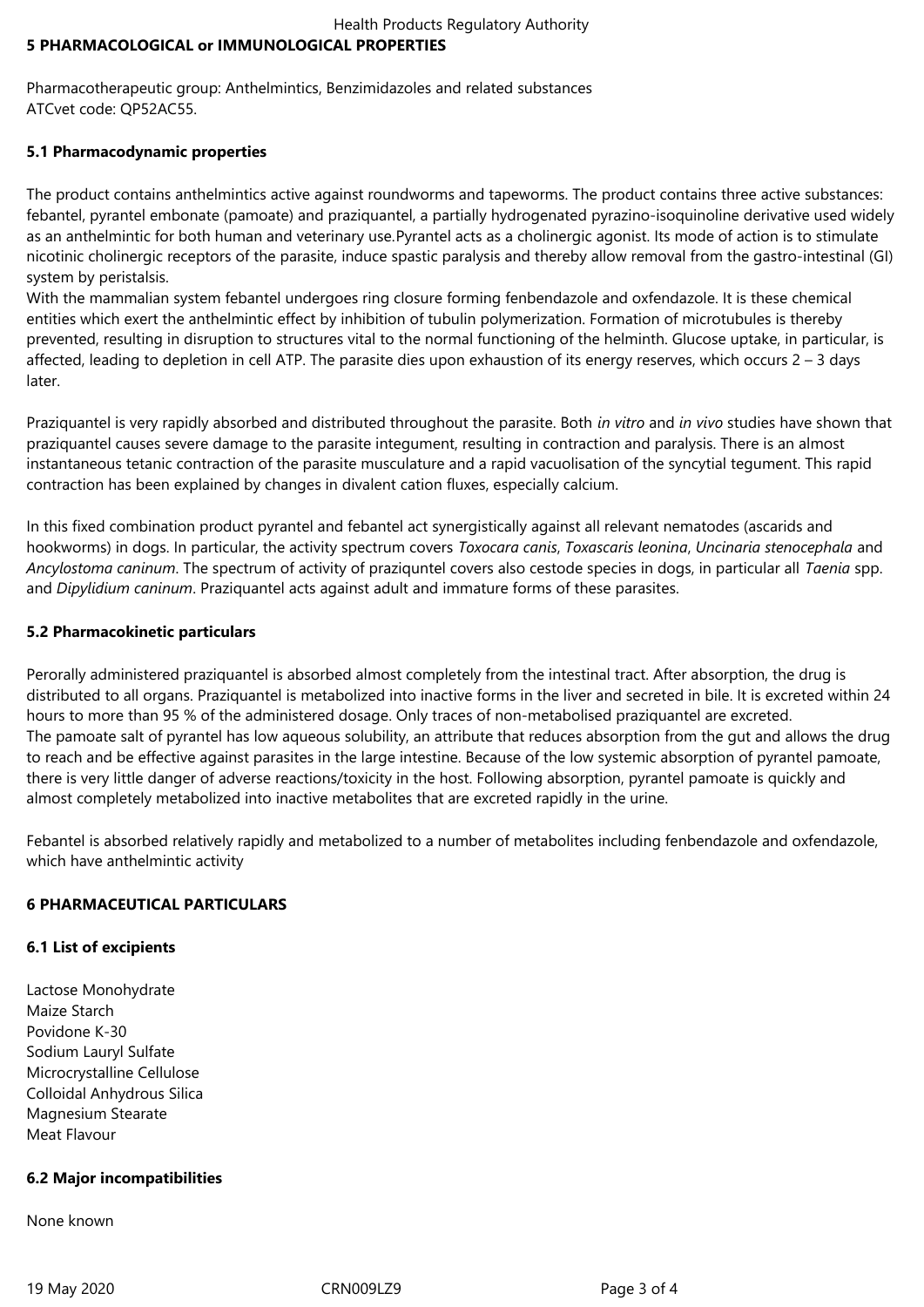## 5 PHARMACOLOGICAL or IMMUNOLOGICAL PROPERTIES

Pharmacotherapeutic group: Anthelmintics, Benzimidazoles and related substances
ATCvet code: QP52AC55.

### 5.1 Pharmacodynamic properties

The product contains anthelmintics active against roundworms and tapeworms. The product contains three active substances: febantel, pyrantel embonate (pamoate) and praziquantel, a partially hydrogenated pyrazino-isoquinoline derivative used widely as an anthelmintic for both human and veterinary use.Pyrantel acts as a cholinergic agonist. Its mode of action is to stimulate nicotinic cholinergic receptors of the parasite, induce spastic paralysis and thereby allow removal from the gastro-intestinal (GI) system by peristalsis.
With the mammalian system febantel undergoes ring closure forming fenbendazole and oxfendazole. It is these chemical entities which exert the anthelmintic effect by inhibition of tubulin polymerization. Formation of microtubules is thereby prevented, resulting in disruption to structures vital to the normal functioning of the helminth. Glucose uptake, in particular, is affected, leading to depletion in cell ATP. The parasite dies upon exhaustion of its energy reserves, which occurs 2 – 3 days later.

Praziquantel is very rapidly absorbed and distributed throughout the parasite. Both *in vitro* and *in vivo* studies have shown that praziquantel causes severe damage to the parasite integument, resulting in contraction and paralysis. There is an almost instantaneous tetanic contraction of the parasite musculature and a rapid vacuolisation of the syncytial tegument. This rapid contraction has been explained by changes in divalent cation fluxes, especially calcium.

In this fixed combination product pyrantel and febantel act synergistically against all relevant nematodes (ascarids and hookworms) in dogs. In particular, the activity spectrum covers *Toxocara canis*, *Toxascaris leonina*, *Uncinaria stenocephala* and *Ancylostoma caninum*. The spectrum of activity of praziquntel covers also cestode species in dogs, in particular all *Taenia* spp. and *Dipylidium caninum*. Praziquantel acts against adult and immature forms of these parasites.

### 5.2 Pharmacokinetic particulars

Perorally administered praziquantel is absorbed almost completely from the intestinal tract. After absorption, the drug is distributed to all organs. Praziquantel is metabolized into inactive forms in the liver and secreted in bile. It is excreted within 24 hours to more than 95 % of the administered dosage. Only traces of non-metabolised praziquantel are excreted.
The pamoate salt of pyrantel has low aqueous solubility, an attribute that reduces absorption from the gut and allows the drug to reach and be effective against parasites in the large intestine. Because of the low systemic absorption of pyrantel pamoate, there is very little danger of adverse reactions/toxicity in the host. Following absorption, pyrantel pamoate is quickly and almost completely metabolized into inactive metabolites that are excreted rapidly in the urine.

Febantel is absorbed relatively rapidly and metabolized to a number of metabolites including fenbendazole and oxfendazole, which have anthelmintic activity

## 6 PHARMACEUTICAL PARTICULARS

### 6.1 List of excipients

Lactose Monohydrate
Maize Starch
Povidone K-30
Sodium Lauryl Sulfate
Microcrystalline Cellulose
Colloidal Anhydrous Silica
Magnesium Stearate
Meat Flavour

### 6.2 Major incompatibilities

None known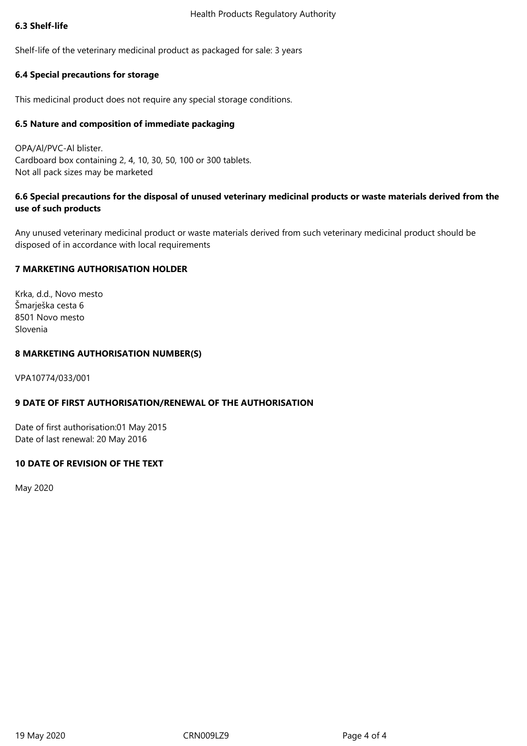### 6.3 Shelf-life

Shelf-life of the veterinary medicinal product as packaged for sale: 3 years

### 6.4 Special precautions for storage

This medicinal product does not require any special storage conditions.

### 6.5 Nature and composition of immediate packaging

OPA/Al/PVC-Al blister.
Cardboard box containing 2, 4, 10, 30, 50, 100 or 300 tablets.
Not all pack sizes may be marketed

### 6.6 Special precautions for the disposal of unused veterinary medicinal products or waste materials derived from the use of such products

Any unused veterinary medicinal product or waste materials derived from such veterinary medicinal product should be disposed of in accordance with local requirements

## 7 MARKETING AUTHORISATION HOLDER

Krka, d.d., Novo mesto
Šmarješka cesta 6
8501 Novo mesto
Slovenia

## 8 MARKETING AUTHORISATION NUMBER(S)

VPA10774/033/001

## 9 DATE OF FIRST AUTHORISATION/RENEWAL OF THE AUTHORISATION

Date of first authorisation:01 May 2015
Date of last renewal: 20 May 2016

## 10 DATE OF REVISION OF THE TEXT

May 2020